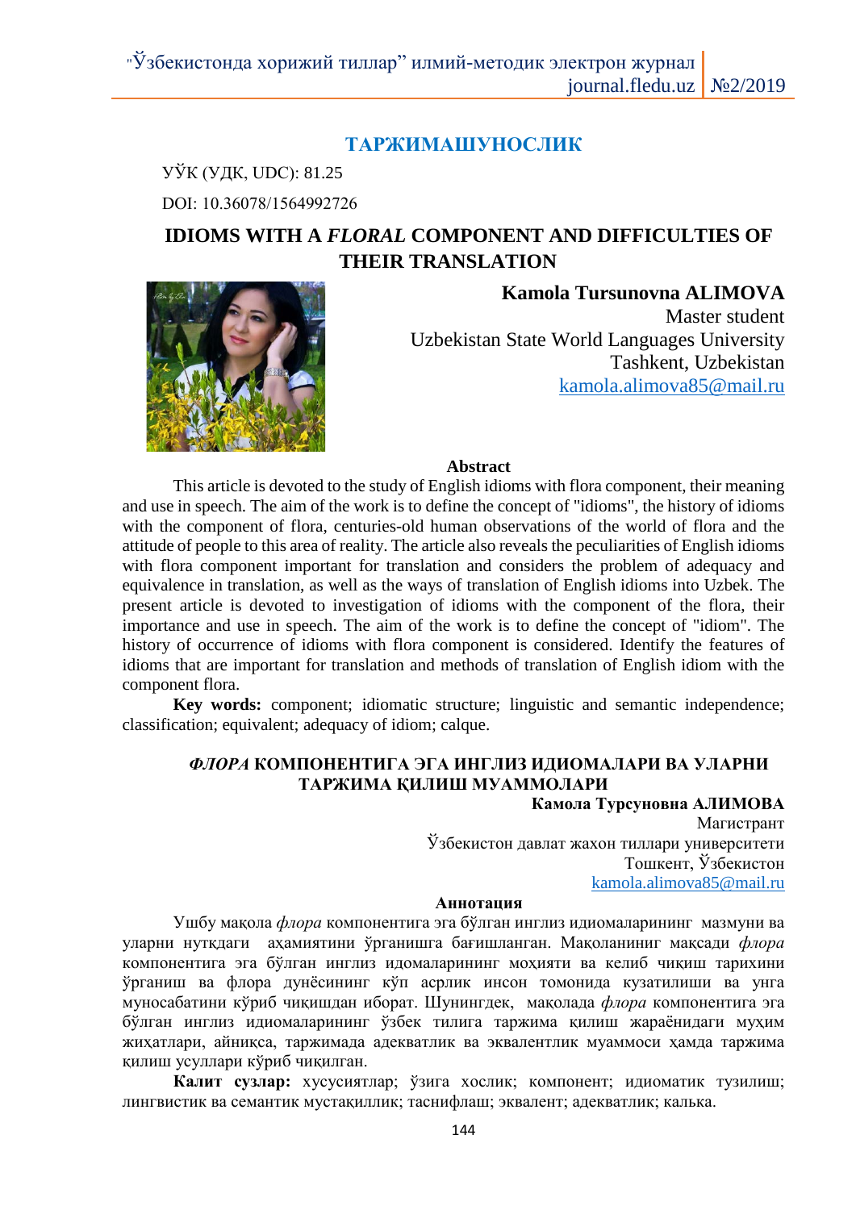## ТАРЖИМАШУНОСЛИК

УЎК (УДК, UDC): 81.25

DOI: 10.36078/1564992726

# IDIOMS WITH A *FLORAL* COMPONENT AND DIFFICULTIES OF THEIR TRANSLATION

**Kamola Tursunovna ALIMOVA**
Master student
Uzbekistan State World Languages University
Tashkent, Uzbekistan
kamola.alimova85@mail.ru

### Abstract

This article is devoted to the study of English idioms with flora component, their meaning and use in speech. The aim of the work is to define the concept of "idioms", the history of idioms with the component of flora, centuries-old human observations of the world of flora and the attitude of people to this area of reality. The article also reveals the peculiarities of English idioms with flora component important for translation and considers the problem of adequacy and equivalence in translation, as well as the ways of translation of English idioms into Uzbek. The present article is devoted to investigation of idioms with the component of the flora, their importance and use in speech. The aim of the work is to define the concept of "idiom". The history of occurrence of idioms with flora component is considered. Identify the features of idioms that are important for translation and methods of translation of English idiom with the component flora.

**Key words:** component; idiomatic structure; linguistic and semantic independence; classification; equivalent; adequacy of idiom; calque.

## *ФЛОРА* КОМПОНЕНТИГА ЭГА ИНГЛИЗ ИДИОМАЛАРИ ВА УЛАРНИ ТАРЖИМА ҚИЛИШ МУАММОЛАРИ

**Камола Турсуновна АЛИМОВА**
Магистрант
Ўзбекистон давлат жахон тиллари университети
Тошкент, Ўзбекистон
kamola.alimova85@mail.ru

### Аннотация

Ушбу мақола *флора* компонентига эга бўлган инглиз идиомаларининг мазмуни ва уларни нутқдаги аҳамиятини ўрганишга бағишланган. Мақоланинг мақсади *флора* компонентига эга бўлган инглиз идомаларининг моҳияти ва келиб чиқиш тарихини ўрганиш ва флора дунёсининг кўп асрлик инсон томонида кузатилиши ва унга муносабатини кўриб чиқишдан иборат. Шунингдек, мақолада *флора* компонентига эга бўлган инглиз идиомаларининг ўзбек тилига таржима қилиш жараёнидаги муҳим жиҳатлари, айниқса, таржимада адекватлик ва эквалентлик муаммоси ҳамда таржима қилиш усуллари кўриб чиқилган.

**Калит сузлар:** хусусиятлар; ўзига хослик; компонент; идиоматик тузилиш; лингвистик ва семантик мустақиллик; таснифлаш; эквалент; адекватлик; калька.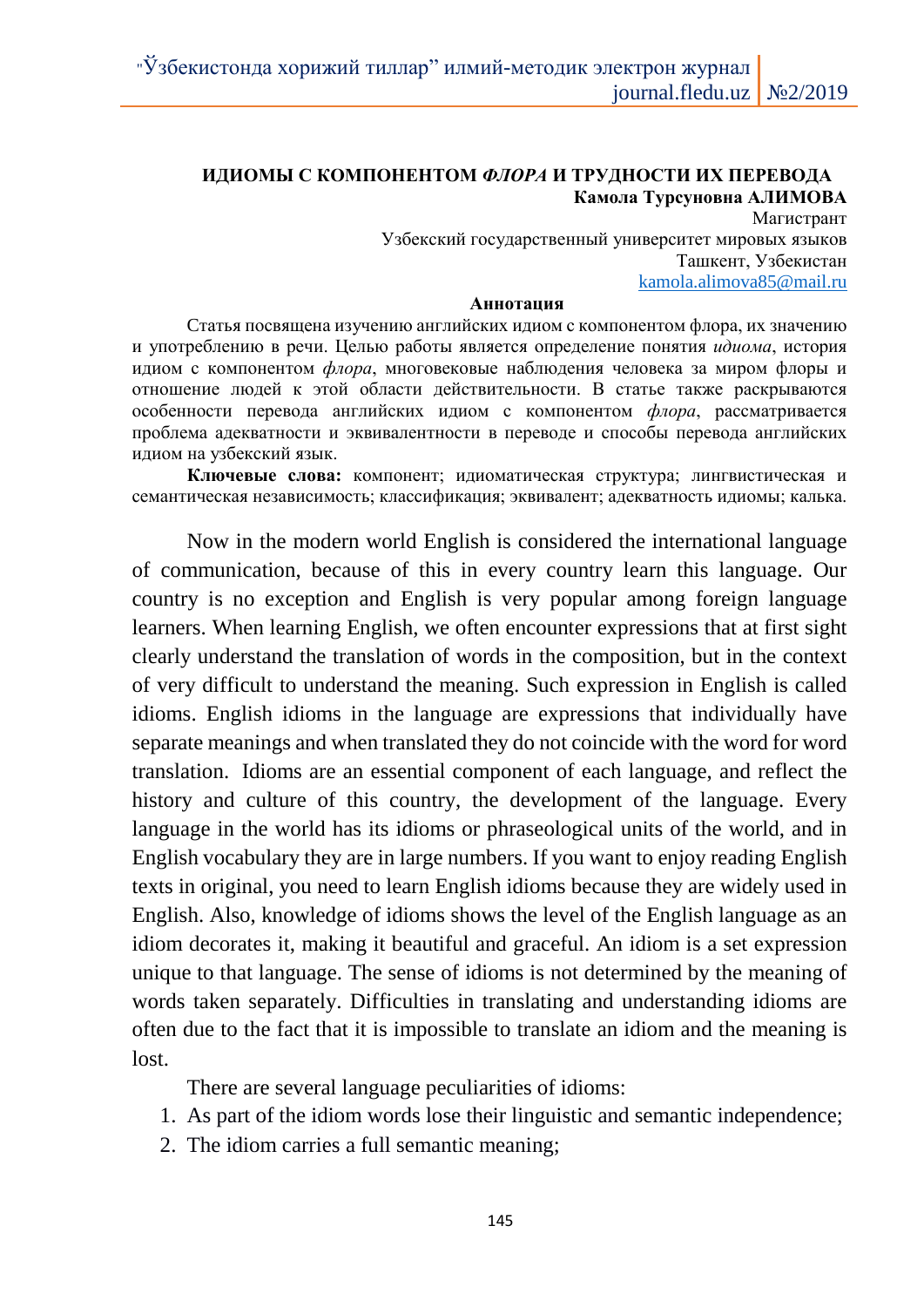## ИДИОМЫ С КОМПОНЕНТОМ *ФЛОРА* И ТРУДНОСТИ ИХ ПЕРЕВОДА

**Камола Турсуновна АЛИМОВА**

Магистрант

Узбекский государственный университет мировых языков

Ташкент, Узбекистан

kamola.alimova85@mail.ru

**Аннотация**

Статья посвящена изучению английских идиом с компонентом флора, их значению и употреблению в речи. Целью работы является определение понятия *идиома*, история идиом с компонентом *флора*, многовековые наблюдения человека за миром флоры и отношение людей к этой области действительности. В статье также раскрываются особенности перевода английских идиом с компонентом *флора*, рассматривается проблема адекватности и эквивалентности в переводе и способы перевода английских идиом на узбекский язык.

**Ключевые слова:** компонент; идиоматическая структура; лингвистическая и семантическая независимость; классификация; эквивалент; адекватность идиомы; калька.

Now in the modern world English is considered the international language of communication, because of this in every country learn this language. Our country is no exception and English is very popular among foreign language learners. When learning English, we often encounter expressions that at first sight clearly understand the translation of words in the composition, but in the context of very difficult to understand the meaning. Such expression in English is called idioms. English idioms in the language are expressions that individually have separate meanings and when translated they do not coincide with the word for word translation. Idioms are an essential component of each language, and reflect the history and culture of this country, the development of the language. Every language in the world has its idioms or phraseological units of the world, and in English vocabulary they are in large numbers. If you want to enjoy reading English texts in original, you need to learn English idioms because they are widely used in English. Also, knowledge of idioms shows the level of the English language as an idiom decorates it, making it beautiful and graceful. An idiom is a set expression unique to that language. The sense of idioms is not determined by the meaning of words taken separately. Difficulties in translating and understanding idioms are often due to the fact that it is impossible to translate an idiom and the meaning is lost.

There are several language peculiarities of idioms:

1. As part of the idiom words lose their linguistic and semantic independence;
2. The idiom carries a full semantic meaning;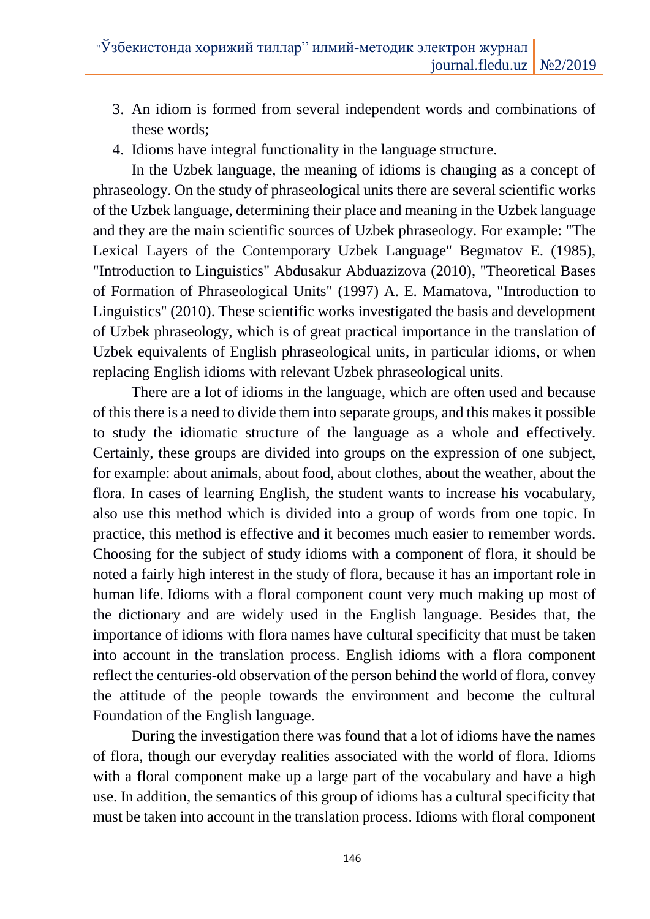3. An idiom is formed from several independent words and combinations of these words;
4. Idioms have integral functionality in the language structure.

In the Uzbek language, the meaning of idioms is changing as a concept of phraseology. On the study of phraseological units there are several scientific works of the Uzbek language, determining their place and meaning in the Uzbek language and they are the main scientific sources of Uzbek phraseology. For example: "The Lexical Layers of the Contemporary Uzbek Language" Begmatov E. (1985), "Introduction to Linguistics" Abdusakur Abduazizova (2010), "Theoretical Bases of Formation of Phraseological Units" (1997) A. E. Mamatova, "Introduction to Linguistics" (2010). These scientific works investigated the basis and development of Uzbek phraseology, which is of great practical importance in the translation of Uzbek equivalents of English phraseological units, in particular idioms, or when replacing English idioms with relevant Uzbek phraseological units.

There are a lot of idioms in the language, which are often used and because of this there is a need to divide them into separate groups, and this makes it possible to study the idiomatic structure of the language as a whole and effectively. Certainly, these groups are divided into groups on the expression of one subject, for example: about animals, about food, about clothes, about the weather, about the flora. In cases of learning English, the student wants to increase his vocabulary, also use this method which is divided into a group of words from one topic. In practice, this method is effective and it becomes much easier to remember words. Choosing for the subject of study idioms with a component of flora, it should be noted a fairly high interest in the study of flora, because it has an important role in human life. Idioms with a floral component count very much making up most of the dictionary and are widely used in the English language. Besides that, the importance of idioms with flora names have cultural specificity that must be taken into account in the translation process. English idioms with a flora component reflect the centuries-old observation of the person behind the world of flora, convey the attitude of the people towards the environment and become the cultural Foundation of the English language.

During the investigation there was found that a lot of idioms have the names of flora, though our everyday realities associated with the world of flora. Idioms with a floral component make up a large part of the vocabulary and have a high use. In addition, the semantics of this group of idioms has a cultural specificity that must be taken into account in the translation process. Idioms with floral component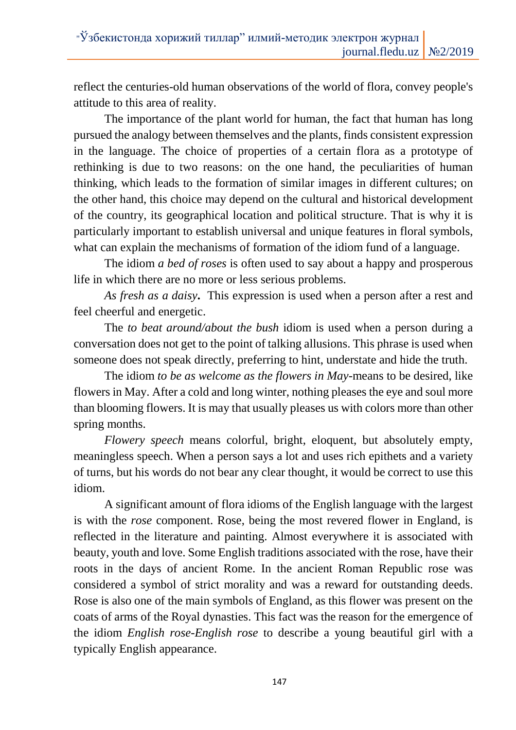reflect the centuries-old human observations of the world of flora, convey people's attitude to this area of reality.

The importance of the plant world for human, the fact that human has long pursued the analogy between themselves and the plants, finds consistent expression in the language. The choice of properties of a certain flora as a prototype of rethinking is due to two reasons: on the one hand, the peculiarities of human thinking, which leads to the formation of similar images in different cultures; on the other hand, this choice may depend on the cultural and historical development of the country, its geographical location and political structure. That is why it is particularly important to establish universal and unique features in floral symbols, what can explain the mechanisms of formation of the idiom fund of a language.

The idiom *a bed of roses* is often used to say about a happy and prosperous life in which there are no more or less serious problems.

*As fresh as a daisy***.** This expression is used when a person after a rest and feel cheerful and energetic.

The *to beat around/about the bush* idiom is used when a person during a conversation does not get to the point of talking allusions. This phrase is used when someone does not speak directly, preferring to hint, understate and hide the truth.

The idiom *to be as welcome as the flowers in May*-means to be desired, like flowers in May. After a cold and long winter, nothing pleases the eye and soul more than blooming flowers. It is may that usually pleases us with colors more than other spring months.

*Flowery speech* means colorful, bright, eloquent, but absolutely empty, meaningless speech. When a person says a lot and uses rich epithets and a variety of turns, but his words do not bear any clear thought, it would be correct to use this idiom.

A significant amount of flora idioms of the English language with the largest is with the *rose* component. Rose, being the most revered flower in England, is reflected in the literature and painting. Almost everywhere it is associated with beauty, youth and love. Some English traditions associated with the rose, have their roots in the days of ancient Rome. In the ancient Roman Republic rose was considered a symbol of strict morality and was a reward for outstanding deeds. Rose is also one of the main symbols of England, as this flower was present on the coats of arms of the Royal dynasties. This fact was the reason for the emergence of the idiom *English rose-English rose* to describe a young beautiful girl with a typically English appearance.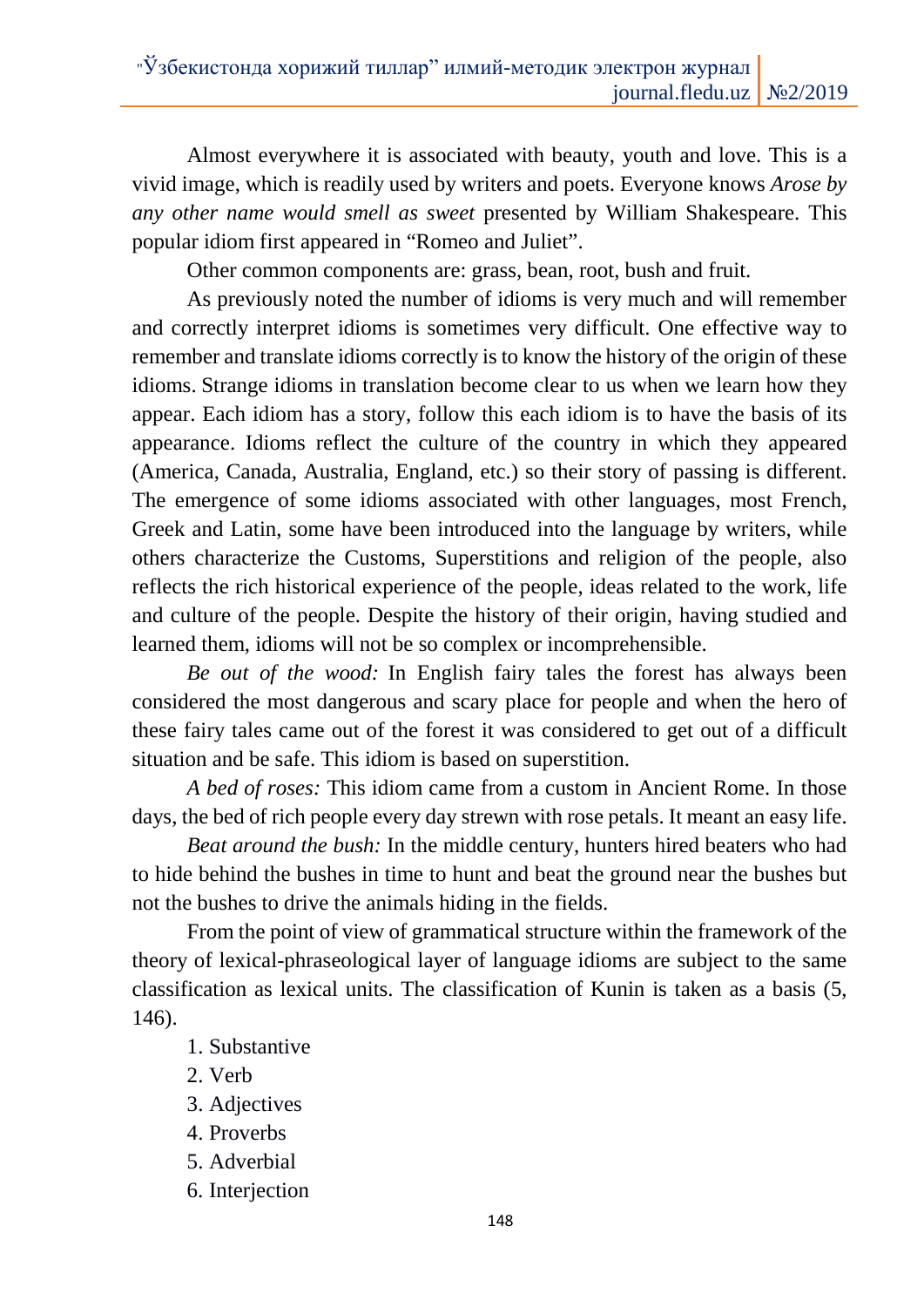Almost everywhere it is associated with beauty, youth and love. This is a vivid image, which is readily used by writers and poets. Everyone knows *Arose by any other name would smell as sweet* presented by William Shakespeare. This popular idiom first appeared in "Romeo and Juliet".

Other common components are: grass, bean, root, bush and fruit.

As previously noted the number of idioms is very much and will remember and correctly interpret idioms is sometimes very difficult. One effective way to remember and translate idioms correctly is to know the history of the origin of these idioms. Strange idioms in translation become clear to us when we learn how they appear. Each idiom has a story, follow this each idiom is to have the basis of its appearance. Idioms reflect the culture of the country in which they appeared (America, Canada, Australia, England, etc.) so their story of passing is different. The emergence of some idioms associated with other languages, most French, Greek and Latin, some have been introduced into the language by writers, while others characterize the Customs, Superstitions and religion of the people, also reflects the rich historical experience of the people, ideas related to the work, life and culture of the people. Despite the history of their origin, having studied and learned them, idioms will not be so complex or incomprehensible.

*Be out of the wood:* In English fairy tales the forest has always been considered the most dangerous and scary place for people and when the hero of these fairy tales came out of the forest it was considered to get out of a difficult situation and be safe. This idiom is based on superstition.

*A bed of roses:* This idiom came from a custom in Ancient Rome. In those days, the bed of rich people every day strewn with rose petals. It meant an easy life.

*Beat around the bush:* In the middle century, hunters hired beaters who had to hide behind the bushes in time to hunt and beat the ground near the bushes but not the bushes to drive the animals hiding in the fields.

From the point of view of grammatical structure within the framework of the theory of lexical-phraseological layer of language idioms are subject to the same classification as lexical units. The classification of Kunin is taken as a basis (5, 146).

1. Substantive
2. Verb
3. Adjectives
4. Proverbs
5. Adverbial
6. Interjection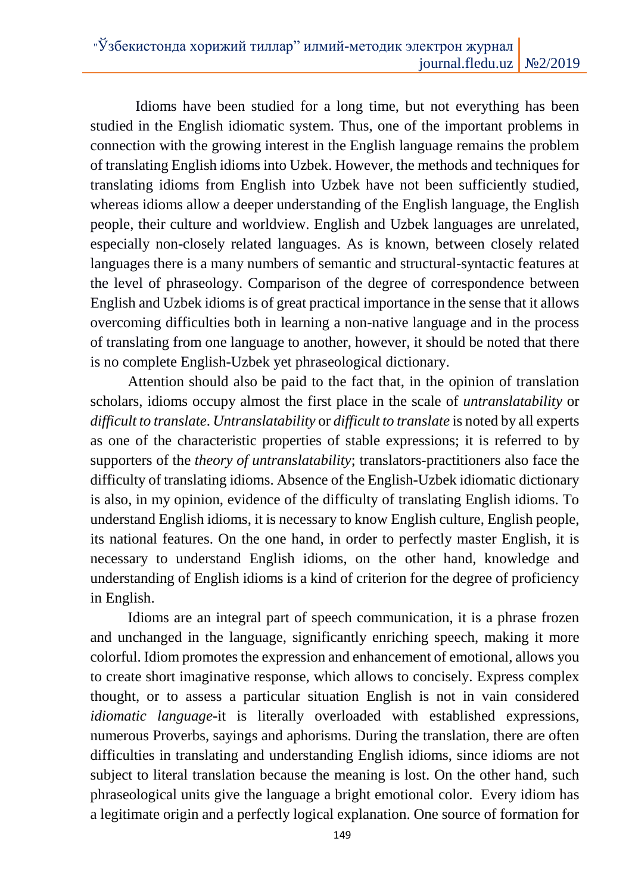Idioms have been studied for a long time, but not everything has been studied in the English idiomatic system. Thus, one of the important problems in connection with the growing interest in the English language remains the problem of translating English idioms into Uzbek. However, the methods and techniques for translating idioms from English into Uzbek have not been sufficiently studied, whereas idioms allow a deeper understanding of the English language, the English people, their culture and worldview. English and Uzbek languages are unrelated, especially non-closely related languages. As is known, between closely related languages there is a many numbers of semantic and structural-syntactic features at the level of phraseology. Comparison of the degree of correspondence between English and Uzbek idioms is of great practical importance in the sense that it allows overcoming difficulties both in learning a non-native language and in the process of translating from one language to another, however, it should be noted that there is no complete English-Uzbek yet phraseological dictionary.

Attention should also be paid to the fact that, in the opinion of translation scholars, idioms occupy almost the first place in the scale of *untranslatability* or *difficult to translate*. *Untranslatability* or *difficult to translate* is noted by all experts as one of the characteristic properties of stable expressions; it is referred to by supporters of the *theory of untranslatability*; translators-practitioners also face the difficulty of translating idioms. Absence of the English-Uzbek idiomatic dictionary is also, in my opinion, evidence of the difficulty of translating English idioms. To understand English idioms, it is necessary to know English culture, English people, its national features. On the one hand, in order to perfectly master English, it is necessary to understand English idioms, on the other hand, knowledge and understanding of English idioms is a kind of criterion for the degree of proficiency in English.

Idioms are an integral part of speech communication, it is a phrase frozen and unchanged in the language, significantly enriching speech, making it more colorful. Idiom promotes the expression and enhancement of emotional, allows you to create short imaginative response, which allows to concisely. Express complex thought, or to assess a particular situation English is not in vain considered *idiomatic language*-it is literally overloaded with established expressions, numerous Proverbs, sayings and aphorisms. During the translation, there are often difficulties in translating and understanding English idioms, since idioms are not subject to literal translation because the meaning is lost. On the other hand, such phraseological units give the language a bright emotional color. Every idiom has a legitimate origin and a perfectly logical explanation. One source of formation for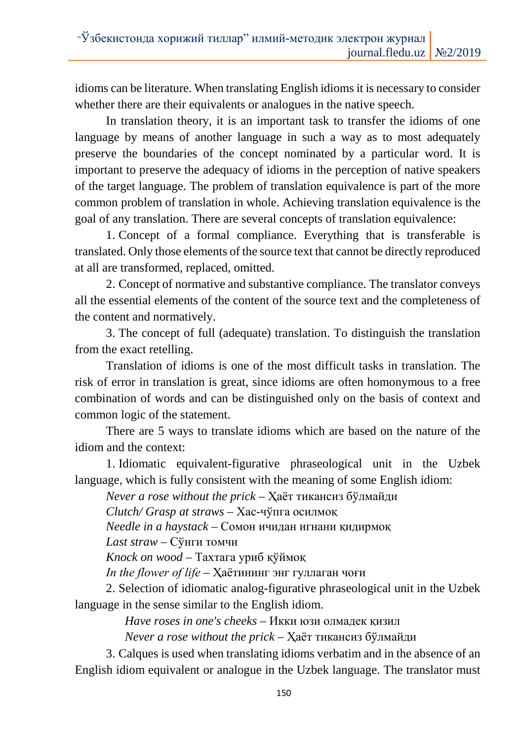idioms can be literature. When translating English idioms it is necessary to consider whether there are their equivalents or analogues in the native speech.

In translation theory, it is an important task to transfer the idioms of one language by means of another language in such a way as to most adequately preserve the boundaries of the concept nominated by a particular word. It is important to preserve the adequacy of idioms in the perception of native speakers of the target language. The problem of translation equivalence is part of the more common problem of translation in whole. Achieving translation equivalence is the goal of any translation. There are several concepts of translation equivalence:

1. Concept of a formal compliance. Everything that is transferable is translated. Only those elements of the source text that cannot be directly reproduced at all are transformed, replaced, omitted.

2. Concept of normative and substantive compliance. The translator conveys all the essential elements of the content of the source text and the completeness of the content and normatively.

3. The concept of full (adequate) translation. To distinguish the translation from the exact retelling.

Translation of idioms is one of the most difficult tasks in translation. The risk of error in translation is great, since idioms are often homonymous to a free combination of words and can be distinguished only on the basis of context and common logic of the statement.

There are 5 ways to translate idioms which are based on the nature of the idiom and the context:

1. Idiomatic equivalent-figurative phraseological unit in the Uzbek language, which is fully consistent with the meaning of some English idiom:

*Never a rose without the prick* – Ҳаёт тикансиз бўлмайди

*Clutch/ Grasp at straws* – Хас-чўпга осилмоқ

*Needle in a haystack* – Сомон ичидан игнани қидирмоқ

*Last straw* – Сўнги томчи

*Knock on wood* – Тахтага уриб қўймоқ

*In the flower of life* – Ҳаётининг энг гуллаган чоғи

2. Selection of idiomatic analog-figurative phraseological unit in the Uzbek language in the sense similar to the English idiom.

*Have roses in one's cheeks* – Икки юзи олмадек қизил

*Never a rose without the prick* – Ҳаёт тикансиз бўлмайди

3. Calques is used when translating idioms verbatim and in the absence of an English idiom equivalent or analogue in the Uzbek language. The translator must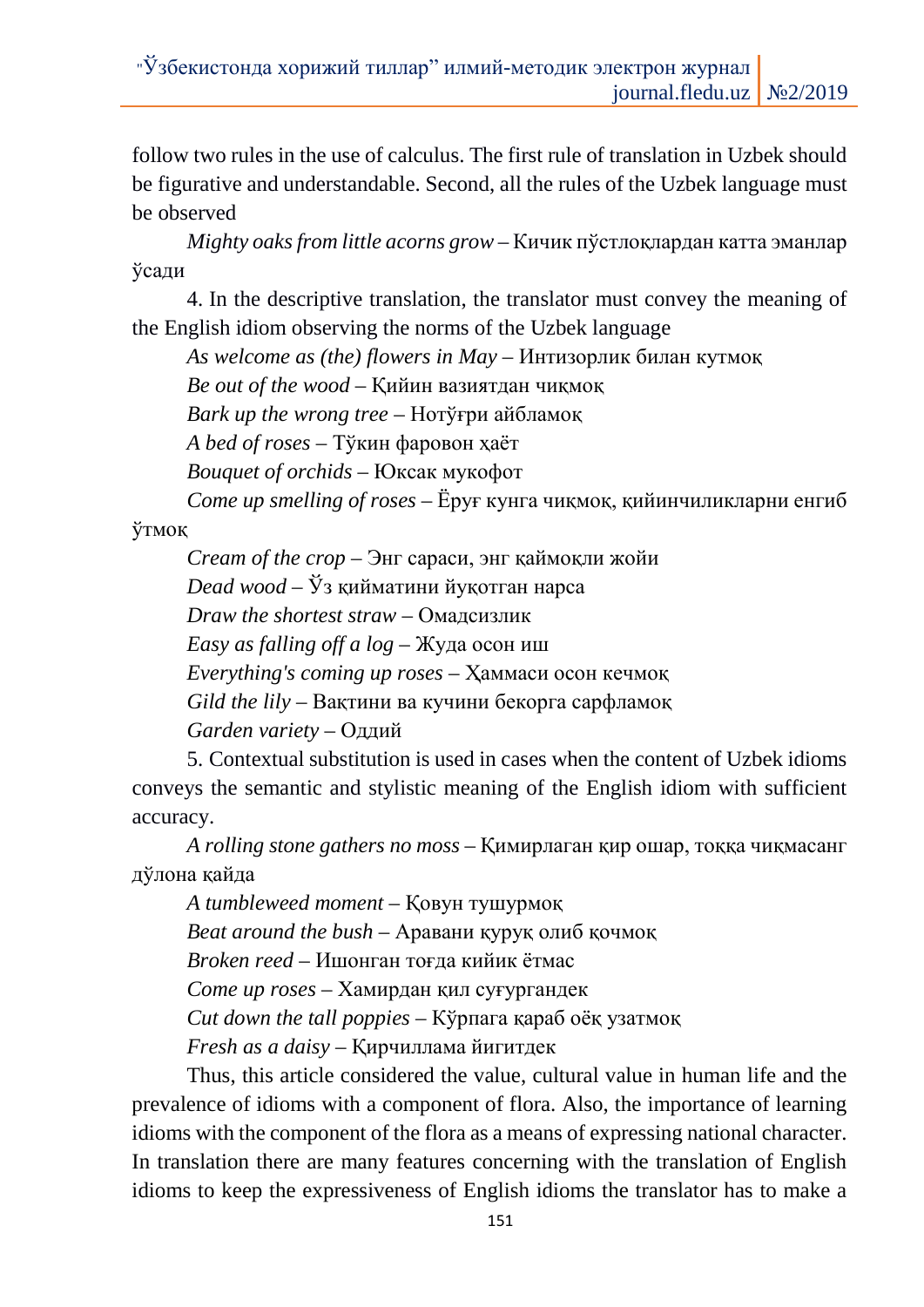follow two rules in the use of calculus. The first rule of translation in Uzbek should be figurative and understandable. Second, all the rules of the Uzbek language must be observed

*Mighty oaks from little acorns grow* – Кичик пўстлоқлардан катта эманлар ўсади

4. In the descriptive translation, the translator must convey the meaning of the English idiom observing the norms of the Uzbek language

*As welcome as (the) flowers in May* – Интизорлик билан кутмоқ

*Be out of the wood* – Қийин вазиятдан чиқмоқ

*Bark up the wrong tree* – Нотўғри айбламоқ

*A bed of roses* – Тўкин фаровон ҳаёт

*Bouquet of orchids* – Юксак мукофот

*Come up smelling of roses* – Ёруғ кунга чиқмоқ, қийинчиликларни енгиб ўтмоқ

*Cream of the crop* – Энг сараси, энг қаймоқли жойи

*Dead wood* – Ўз қийматини йуқотган нарса

*Draw the shortest straw* – Омадсизлик

*Easy as falling off a log* – Жуда осон иш

*Everything's coming up roses* – Ҳаммаси осон кечмоқ

*Gild the lily* – Вақтини ва кучини бекорга сарфламоқ

*Garden variety* – Оддий

5. Contextual substitution is used in cases when the content of Uzbek idioms conveys the semantic and stylistic meaning of the English idiom with sufficient accuracy.

*A rolling stone gathers no moss* – Қимирлаган қир ошар, тоққа чиқмасанг дўлона қайда

*A tumbleweed moment* – Қовун тушурмоқ

*Beat around the bush* – Аравани қуруқ олиб қочмоқ

*Broken reed* – Ишонган тоғда кийик ётмас

*Come up roses* – Хамирдан қил суғургандек

*Cut down the tall poppies* – Кўрпага қараб оёқ узатмоқ

*Fresh as a daisy* – Қирчиллама йигитдек

Thus, this article considered the value, cultural value in human life and the prevalence of idioms with a component of flora. Also, the importance of learning idioms with the component of the flora as a means of expressing national character. In translation there are many features concerning with the translation of English idioms to keep the expressiveness of English idioms the translator has to make a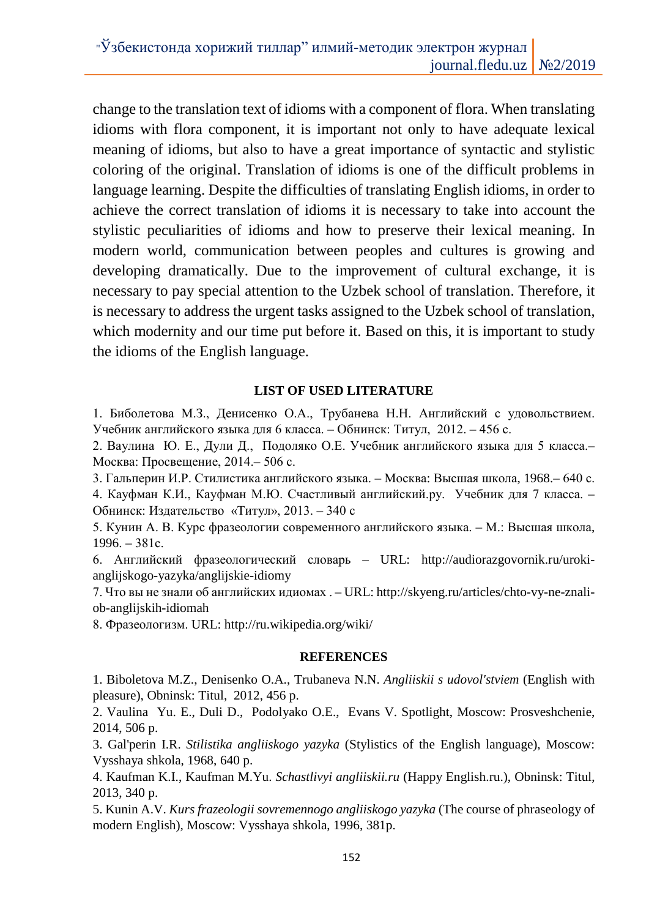change to the translation text of idioms with a component of flora. When translating idioms with flora component, it is important not only to have adequate lexical meaning of idioms, but also to have a great importance of syntactic and stylistic coloring of the original. Translation of idioms is one of the difficult problems in language learning. Despite the difficulties of translating English idioms, in order to achieve the correct translation of idioms it is necessary to take into account the stylistic peculiarities of idioms and how to preserve their lexical meaning. In modern world, communication between peoples and cultures is growing and developing dramatically. Due to the improvement of cultural exchange, it is necessary to pay special attention to the Uzbek school of translation. Therefore, it is necessary to address the urgent tasks assigned to the Uzbek school of translation, which modernity and our time put before it. Based on this, it is important to study the idioms of the English language.

**LIST OF USED LITERATURE**

1. Биболетова М.З., Денисенко О.А., Трубанева Н.Н. Английский с удовольствием. Учебник английского языка для 6 класса. – Обнинск: Титул, 2012. – 456 с.
2. Ваулина Ю. Е., Дули Д., Подоляко О.Е. Учебник английского языка для 5 класса.– Москва: Просвещение, 2014.– 506 с.
3. Гальперин И.Р. Стилистика английского языка. – Москва: Высшая школа, 1968.– 640 с.
4. Кауфман К.И., Кауфман М.Ю. Счастливый английский.ру. Учебник для 7 класса. – Обнинск: Издательство «Титул», 2013. – 340 с
5. Кунин А. В. Курс фразеологии современного английского языка. – М.: Высшая школа, 1996. – 381с.
6. Английский фразеологический словарь – URL: http://audiorazgovornik.ru/uroki-anglijskogo-yazyka/anglijskie-idiomy
7. Что вы не знали об английских идиомах . – URL: http://skyeng.ru/articles/chto-vy-ne-znali-ob-anglijskih-idiomah
8. Фразеологизм. URL: http://ru.wikipedia.org/wiki/

**REFERENCES**

1. Biboletova M.Z., Denisenko O.A., Trubaneva N.N. *Angliiskii s udovol'stviem* (English with pleasure), Obninsk: Titul, 2012, 456 p.
2. Vaulina Yu. E., Duli D., Podolyako O.E., Evans V. Spotlight, Moscow: Prosveshchenie, 2014, 506 p.
3. Gal'perin I.R. *Stilistika angliiskogo yazyka* (Stylistics of the English language), Moscow: Vysshaya shkola, 1968, 640 p.
4. Kaufman K.I., Kaufman M.Yu. *Schastlivyi angliiskii.ru* (Happy English.ru.), Obninsk: Titul, 2013, 340 p.
5. Kunin A.V. *Kurs frazeologii sovremennogo angliiskogo yazyka* (The course of phraseology of modern English), Moscow: Vysshaya shkola, 1996, 381p.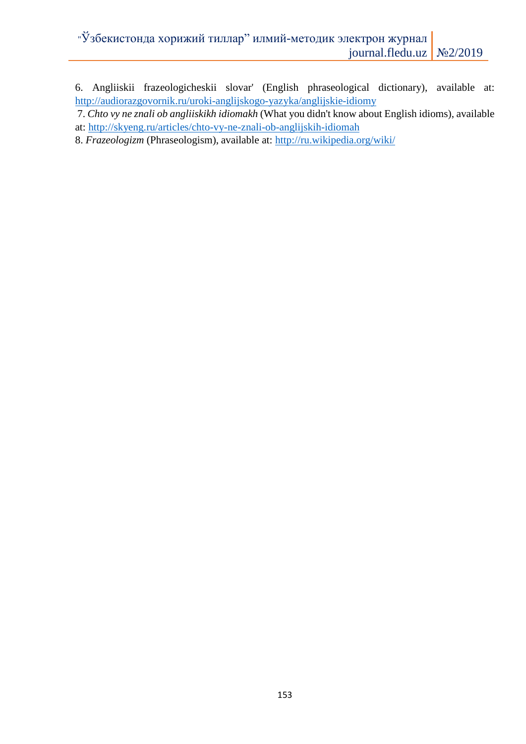6. Angliiskii frazeologicheskii slovar' (English phraseological dictionary), available at: http://audiorazgovornik.ru/uroki-anglijskogo-yazyka/anglijskie-idiomy

7. *Chto vy ne znali ob angliiskikh idiomakh* (What you didn't know about English idioms), available at: http://skyeng.ru/articles/chto-vy-ne-znali-ob-anglijskih-idiomah

8. *Frazeologizm* (Phraseologism), available at: http://ru.wikipedia.org/wiki/